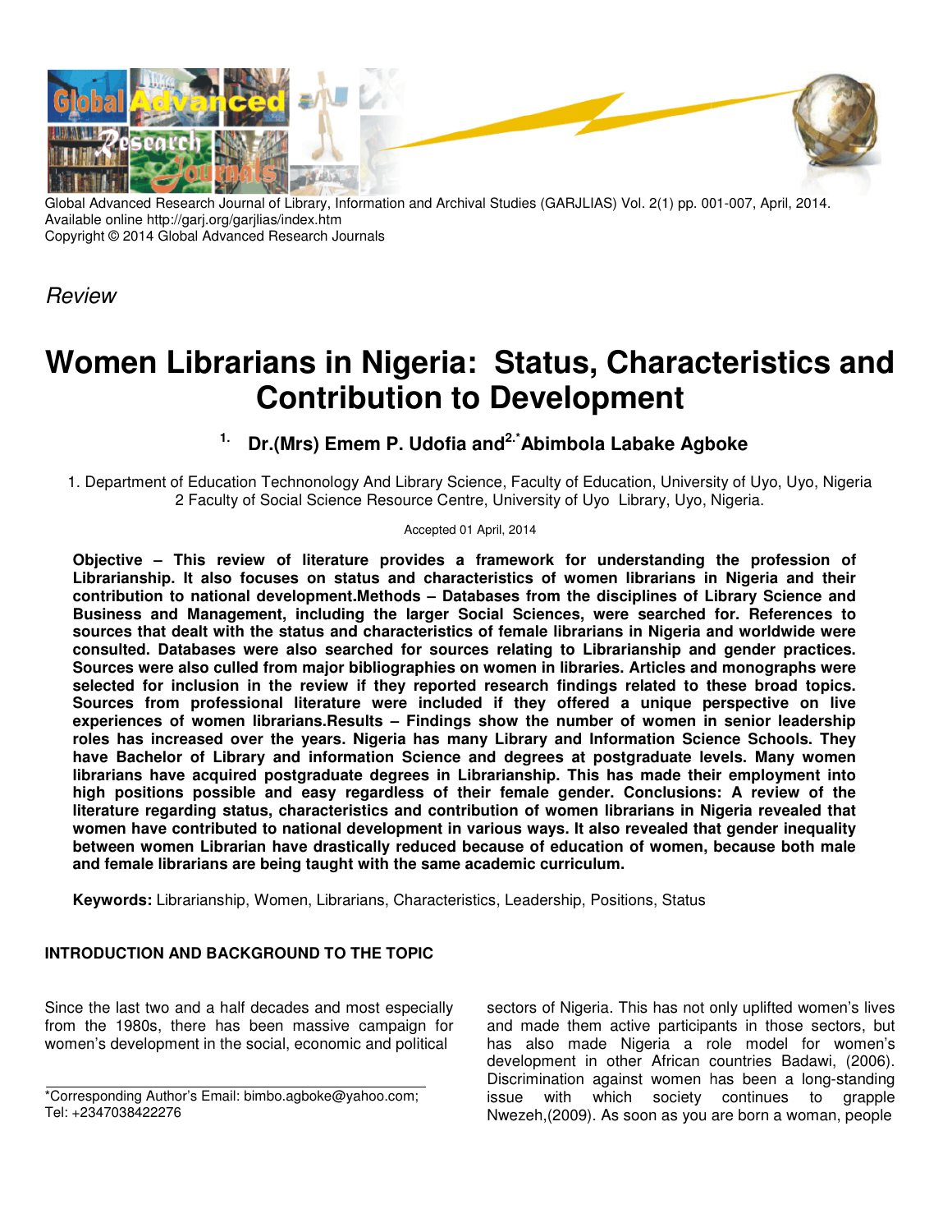Global Advanced Research Journal of Library, Information and Archival Studies (GARJLIAS) Vol. 2(1) pp. 001-007, April, 2014.
Available online http://garj.org/garjlias/index.htm
Copyright © 2014 Global Advanced Research Journals

*Review*

# Women Librarians in Nigeria: Status, Characteristics and Contribution to Development

**[1] Dr.(Mrs) Emem P. Udofia and [2,*] Abimbola Labake Agboke**

1. Department of Education Technonology And Library Science, Faculty of Education, University of Uyo, Uyo, Nigeria
2 Faculty of Social Science Resource Centre, University of Uyo Library, Uyo, Nigeria.

Accepted 01 April, 2014

**Objective – This review of literature provides a framework for understanding the profession of Librarianship. It also focuses on status and characteristics of women librarians in Nigeria and their contribution to national development.Methods – Databases from the disciplines of Library Science and Business and Management, including the larger Social Sciences, were searched for. References to sources that dealt with the status and characteristics of female librarians in Nigeria and worldwide were consulted. Databases were also searched for sources relating to Librarianship and gender practices. Sources were also culled from major bibliographies on women in libraries. Articles and monographs were selected for inclusion in the review if they reported research findings related to these broad topics. Sources from professional literature were included if they offered a unique perspective on live experiences of women librarians.Results – Findings show the number of women in senior leadership roles has increased over the years. Nigeria has many Library and Information Science Schools. They have Bachelor of Library and information Science and degrees at postgraduate levels. Many women librarians have acquired postgraduate degrees in Librarianship. This has made their employment into high positions possible and easy regardless of their female gender. Conclusions: A review of the literature regarding status, characteristics and contribution of women librarians in Nigeria revealed that women have contributed to national development in various ways. It also revealed that gender inequality between women Librarian have drastically reduced because of education of women, because both male and female librarians are being taught with the same academic curriculum.**

**Keywords:** Librarianship, Women, Librarians, Characteristics, Leadership, Positions, Status

## INTRODUCTION AND BACKGROUND TO THE TOPIC

Since the last two and a half decades and most especially from the 1980s, there has been massive campaign for women's development in the social, economic and political sectors of Nigeria. This has not only uplifted women's lives and made them active participants in those sectors, but has also made Nigeria a role model for women's development in other African countries Badawi, (2006). Discrimination against women has been a long-standing issue with which society continues to grapple Nwezeh,(2009). As soon as you are born a woman, people

*Corresponding Author's Email: bimbo.agboke@yahoo.com; Tel: +2347038422276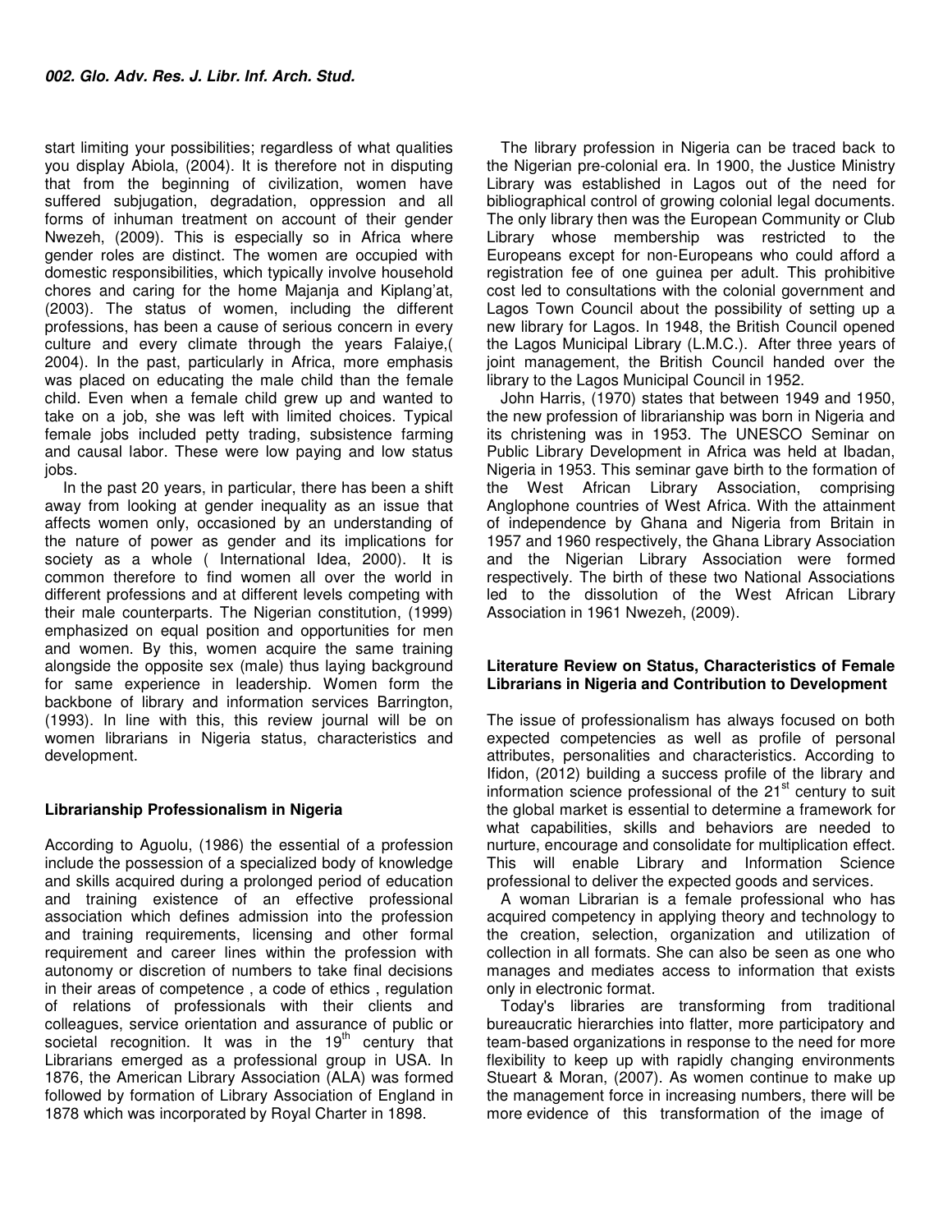start limiting your possibilities; regardless of what qualities you display Abiola, (2004). It is therefore not in disputing that from the beginning of civilization, women have suffered subjugation, degradation, oppression and all forms of inhuman treatment on account of their gender Nwezeh, (2009). This is especially so in Africa where gender roles are distinct. The women are occupied with domestic responsibilities, which typically involve household chores and caring for the home Majanja and Kiplang'at, (2003). The status of women, including the different professions, has been a cause of serious concern in every culture and every climate through the years Falaiye,( 2004). In the past, particularly in Africa, more emphasis was placed on educating the male child than the female child. Even when a female child grew up and wanted to take on a job, she was left with limited choices. Typical female jobs included petty trading, subsistence farming and causal labor. These were low paying and low status jobs.

In the past 20 years, in particular, there has been a shift away from looking at gender inequality as an issue that affects women only, occasioned by an understanding of the nature of power as gender and its implications for society as a whole ( International Idea, 2000). It is common therefore to find women all over the world in different professions and at different levels competing with their male counterparts. The Nigerian constitution, (1999) emphasized on equal position and opportunities for men and women. By this, women acquire the same training alongside the opposite sex (male) thus laying background for same experience in leadership. Women form the backbone of library and information services Barrington, (1993). In line with this, this review journal will be on women librarians in Nigeria status, characteristics and development.

## Librarianship Professionalism in Nigeria

According to Aguolu, (1986) the essential of a profession include the possession of a specialized body of knowledge and skills acquired during a prolonged period of education and training existence of an effective professional association which defines admission into the profession and training requirements, licensing and other formal requirement and career lines within the profession with autonomy or discretion of numbers to take final decisions in their areas of competence , a code of ethics , regulation of relations of professionals with their clients and colleagues, service orientation and assurance of public or societal recognition. It was in the 19th century that Librarians emerged as a professional group in USA. In 1876, the American Library Association (ALA) was formed followed by formation of Library Association of England in 1878 which was incorporated by Royal Charter in 1898.

The library profession in Nigeria can be traced back to the Nigerian pre-colonial era. In 1900, the Justice Ministry Library was established in Lagos out of the need for bibliographical control of growing colonial legal documents. The only library then was the European Community or Club Library whose membership was restricted to the Europeans except for non-Europeans who could afford a registration fee of one guinea per adult. This prohibitive cost led to consultations with the colonial government and Lagos Town Council about the possibility of setting up a new library for Lagos. In 1948, the British Council opened the Lagos Municipal Library (L.M.C.). After three years of joint management, the British Council handed over the library to the Lagos Municipal Council in 1952.

John Harris, (1970) states that between 1949 and 1950, the new profession of librarianship was born in Nigeria and its christening was in 1953. The UNESCO Seminar on Public Library Development in Africa was held at Ibadan, Nigeria in 1953. This seminar gave birth to the formation of the West African Library Association, comprising Anglophone countries of West Africa. With the attainment of independence by Ghana and Nigeria from Britain in 1957 and 1960 respectively, the Ghana Library Association and the Nigerian Library Association were formed respectively. The birth of these two National Associations led to the dissolution of the West African Library Association in 1961 Nwezeh, (2009).

## Literature Review on Status, Characteristics of Female Librarians in Nigeria and Contribution to Development

The issue of professionalism has always focused on both expected competencies as well as profile of personal attributes, personalities and characteristics. According to Ifidon, (2012) building a success profile of the library and information science professional of the 21st century to suit the global market is essential to determine a framework for what capabilities, skills and behaviors are needed to nurture, encourage and consolidate for multiplication effect. This will enable Library and Information Science professional to deliver the expected goods and services.

A woman Librarian is a female professional who has acquired competency in applying theory and technology to the creation, selection, organization and utilization of collection in all formats. She can also be seen as one who manages and mediates access to information that exists only in electronic format.

Today's libraries are transforming from traditional bureaucratic hierarchies into flatter, more participatory and team-based organizations in response to the need for more flexibility to keep up with rapidly changing environments Stueart & Moran, (2007). As women continue to make up the management force in increasing numbers, there will be more evidence of this transformation of the image of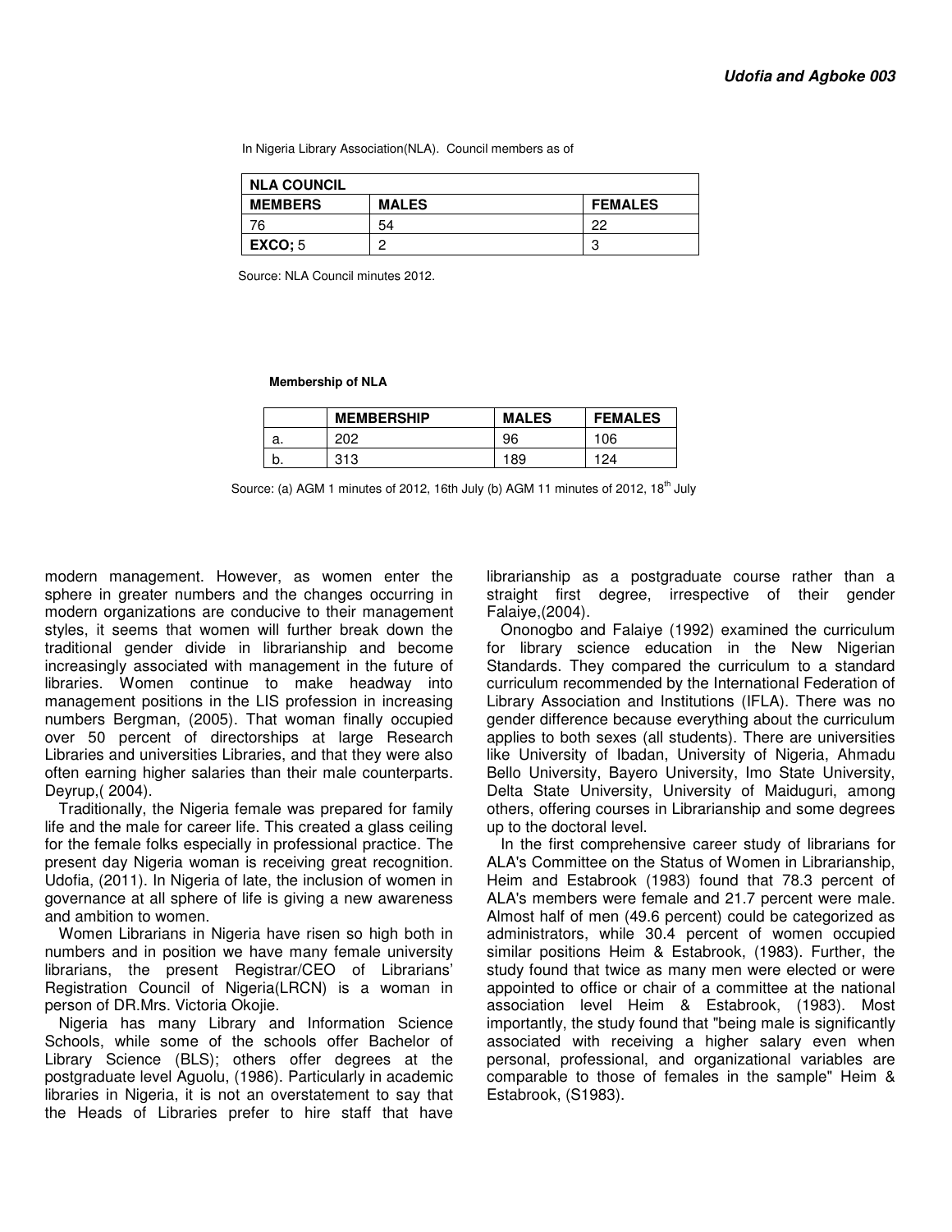In Nigeria Library Association(NLA). Council members as of

| NLA COUNCIL | | |
|---|---|---|
| **MEMBERS** | **MALES** | **FEMALES** |
| 76 | 54 | 22 |
| **EXCO;** 5 | 2 | 3 |

Source: NLA Council minutes 2012.

**Membership of NLA**

| | MEMBERSHIP | MALES | FEMALES |
|---|---|---|---|
| a. | 202 | 96 | 106 |
| b. | 313 | 189 | 124 |

Source: (a) AGM 1 minutes of 2012, 16th July (b) AGM 11 minutes of 2012, 18th July

modern management. However, as women enter the sphere in greater numbers and the changes occurring in modern organizations are conducive to their management styles, it seems that women will further break down the traditional gender divide in librarianship and become increasingly associated with management in the future of libraries. Women continue to make headway into management positions in the LIS profession in increasing numbers Bergman, (2005). That woman finally occupied over 50 percent of directorships at large Research Libraries and universities Libraries, and that they were also often earning higher salaries than their male counterparts. Deyrup,( 2004).

Traditionally, the Nigeria female was prepared for family life and the male for career life. This created a glass ceiling for the female folks especially in professional practice. The present day Nigeria woman is receiving great recognition. Udofia, (2011). In Nigeria of late, the inclusion of women in governance at all sphere of life is giving a new awareness and ambition to women.

Women Librarians in Nigeria have risen so high both in numbers and in position we have many female university librarians, the present Registrar/CEO of Librarians' Registration Council of Nigeria(LRCN) is a woman in person of DR.Mrs. Victoria Okojie.

Nigeria has many Library and Information Science Schools, while some of the schools offer Bachelor of Library Science (BLS); others offer degrees at the postgraduate level Aguolu, (1986). Particularly in academic libraries in Nigeria, it is not an overstatement to say that the Heads of Libraries prefer to hire staff that have librarianship as a postgraduate course rather than a straight first degree, irrespective of their gender Falaiye,(2004).

Ononogbo and Falaiye (1992) examined the curriculum for library science education in the New Nigerian Standards. They compared the curriculum to a standard curriculum recommended by the International Federation of Library Association and Institutions (IFLA). There was no gender difference because everything about the curriculum applies to both sexes (all students). There are universities like University of Ibadan, University of Nigeria, Ahmadu Bello University, Bayero University, Imo State University, Delta State University, University of Maiduguri, among others, offering courses in Librarianship and some degrees up to the doctoral level.

In the first comprehensive career study of librarians for ALA's Committee on the Status of Women in Librarianship, Heim and Estabrook (1983) found that 78.3 percent of ALA's members were female and 21.7 percent were male. Almost half of men (49.6 percent) could be categorized as administrators, while 30.4 percent of women occupied similar positions Heim & Estabrook, (1983). Further, the study found that twice as many men were elected or were appointed to office or chair of a committee at the national association level Heim & Estabrook, (1983). Most importantly, the study found that "being male is significantly associated with receiving a higher salary even when personal, professional, and organizational variables are comparable to those of females in the sample" Heim & Estabrook, (S1983).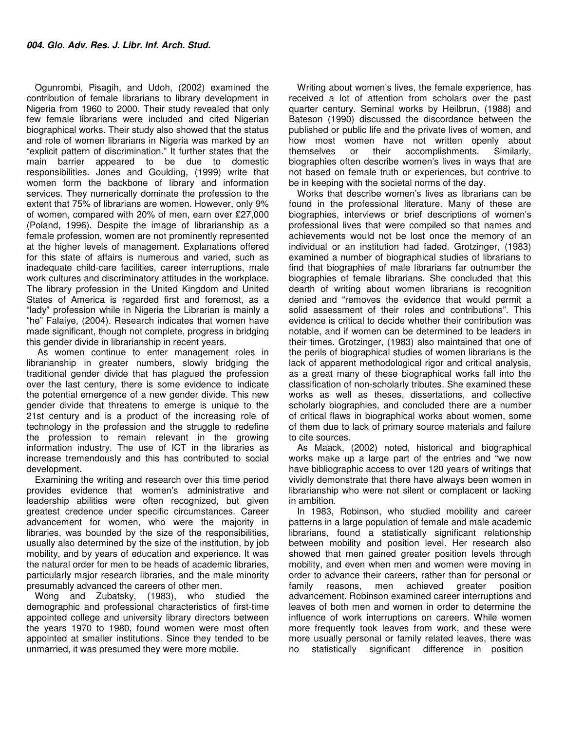Ogunrombi, Pisagih, and Udoh, (2002) examined the contribution of female librarians to library development in Nigeria from 1960 to 2000. Their study revealed that only few female librarians were included and cited Nigerian biographical works. Their study also showed that the status and role of women librarians in Nigeria was marked by an "explicit pattern of discrimination." It further states that the main barrier appeared to be due to domestic responsibilities. Jones and Goulding, (1999) write that women form the backbone of library and information services. They numerically dominate the profession to the extent that 75% of librarians are women. However, only 9% of women, compared with 20% of men, earn over ₤27,000 (Poland, 1996). Despite the image of librarianship as a female profession, women are not prominently represented at the higher levels of management. Explanations offered for this state of affairs is numerous and varied, such as inadequate child-care facilities, career interruptions, male work cultures and discriminatory attitudes in the workplace. The library profession in the United Kingdom and United States of America is regarded first and foremost, as a "lady" profession while in Nigeria the Librarian is mainly a "he" Falaiye, (2004). Research indicates that women have made significant, though not complete, progress in bridging this gender divide in librarianship in recent years.

As women continue to enter management roles in librarianship in greater numbers, slowly bridging the traditional gender divide that has plagued the profession over the last century, there is some evidence to indicate the potential emergence of a new gender divide. This new gender divide that threatens to emerge is unique to the 21st century and is a product of the increasing role of technology in the profession and the struggle to redefine the profession to remain relevant in the growing information industry. The use of ICT in the libraries as increase tremendously and this has contributed to social development.

Examining the writing and research over this time period provides evidence that women's administrative and leadership abilities were often recognized, but given greatest credence under specific circumstances. Career advancement for women, who were the majority in libraries, was bounded by the size of the responsibilities, usually also determined by the size of the institution, by job mobility, and by years of education and experience. It was the natural order for men to be heads of academic libraries, particularly major research libraries, and the male minority presumably advanced the careers of other men.

Wong and Zubatsky, (1983), who studied the demographic and professional characteristics of first-time appointed college and university library directors between the years 1970 to 1980, found women were most often appointed at smaller institutions. Since they tended to be unmarried, it was presumed they were more mobile.

Writing about women's lives, the female experience, has received a lot of attention from scholars over the past quarter century. Seminal works by Heilbrun, (1988) and Bateson (1990) discussed the discordance between the published or public life and the private lives of women, and how most women have not written openly about themselves or their accomplishments. Similarly, biographies often describe women's lives in ways that are not based on female truth or experiences, but contrive to be in keeping with the societal norms of the day.

Works that describe women's lives as librarians can be found in the professional literature. Many of these are biographies, interviews or brief descriptions of women's professional lives that were compiled so that names and achievements would not be lost once the memory of an individual or an institution had faded. Grotzinger, (1983) examined a number of biographical studies of librarians to find that biographies of male librarians far outnumber the biographies of female librarians. She concluded that this dearth of writing about women librarians is recognition denied and "removes the evidence that would permit a solid assessment of their roles and contributions". This evidence is critical to decide whether their contribution was notable, and if women can be determined to be leaders in their times. Grotzinger, (1983) also maintained that one of the perils of biographical studies of women librarians is the lack of apparent methodological rigor and critical analysis, as a great many of these biographical works fall into the classification of non-scholarly tributes. She examined these works as well as theses, dissertations, and collective scholarly biographies, and concluded there are a number of critical flaws in biographical works about women, some of them due to lack of primary source materials and failure to cite sources.

As Maack, (2002) noted, historical and biographical works make up a large part of the entries and "we now have bibliographic access to over 120 years of writings that vividly demonstrate that there have always been women in librarianship who were not silent or complacent or lacking in ambition.

In 1983, Robinson, who studied mobility and career patterns in a large population of female and male academic librarians, found a statistically significant relationship between mobility and position level. Her research also showed that men gained greater position levels through mobility, and even when men and women were moving in order to advance their careers, rather than for personal or family reasons, men achieved greater position advancement. Robinson examined career interruptions and leaves of both men and women in order to determine the influence of work interruptions on careers. While women more frequently took leaves from work, and these were more usually personal or family related leaves, there was no statistically significant difference in position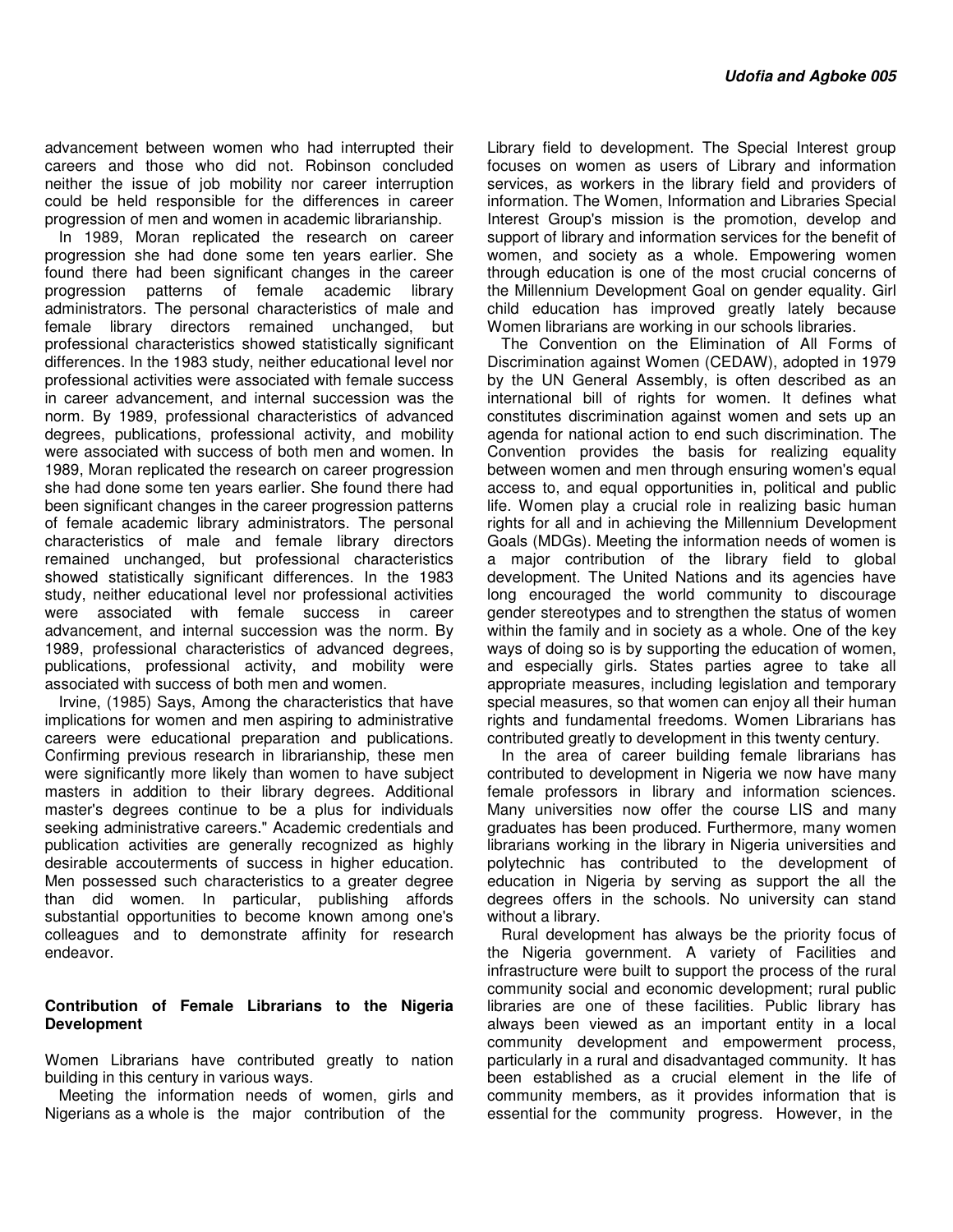advancement between women who had interrupted their careers and those who did not. Robinson concluded neither the issue of job mobility nor career interruption could be held responsible for the differences in career progression of men and women in academic librarianship.

In 1989, Moran replicated the research on career progression she had done some ten years earlier. She found there had been significant changes in the career progression patterns of female academic library administrators. The personal characteristics of male and female library directors remained unchanged, but professional characteristics showed statistically significant differences. In the 1983 study, neither educational level nor professional activities were associated with female success in career advancement, and internal succession was the norm. By 1989, professional characteristics of advanced degrees, publications, professional activity, and mobility were associated with success of both men and women. In 1989, Moran replicated the research on career progression she had done some ten years earlier. She found there had been significant changes in the career progression patterns of female academic library administrators. The personal characteristics of male and female library directors remained unchanged, but professional characteristics showed statistically significant differences. In the 1983 study, neither educational level nor professional activities were associated with female success in career advancement, and internal succession was the norm. By 1989, professional characteristics of advanced degrees, publications, professional activity, and mobility were associated with success of both men and women.

Irvine, (1985) Says, Among the characteristics that have implications for women and men aspiring to administrative careers were educational preparation and publications. Confirming previous research in librarianship, these men were significantly more likely than women to have subject masters in addition to their library degrees. Additional master's degrees continue to be a plus for individuals seeking administrative careers." Academic credentials and publication activities are generally recognized as highly desirable accouterments of success in higher education. Men possessed such characteristics to a greater degree than did women. In particular, publishing affords substantial opportunities to become known among one's colleagues and to demonstrate affinity for research endeavor.

## Contribution of Female Librarians to the Nigeria Development

Women Librarians have contributed greatly to nation building in this century in various ways.

Meeting the information needs of women, girls and Nigerians as a whole is the major contribution of the Library field to development. The Special Interest group focuses on women as users of Library and information services, as workers in the library field and providers of information. The Women, Information and Libraries Special Interest Group's mission is the promotion, develop and support of library and information services for the benefit of women, and society as a whole. Empowering women through education is one of the most crucial concerns of the Millennium Development Goal on gender equality. Girl child education has improved greatly lately because Women librarians are working in our schools libraries.

The Convention on the Elimination of All Forms of Discrimination against Women (CEDAW), adopted in 1979 by the UN General Assembly, is often described as an international bill of rights for women. It defines what constitutes discrimination against women and sets up an agenda for national action to end such discrimination. The Convention provides the basis for realizing equality between women and men through ensuring women's equal access to, and equal opportunities in, political and public life. Women play a crucial role in realizing basic human rights for all and in achieving the Millennium Development Goals (MDGs). Meeting the information needs of women is a major contribution of the library field to global development. The United Nations and its agencies have long encouraged the world community to discourage gender stereotypes and to strengthen the status of women within the family and in society as a whole. One of the key ways of doing so is by supporting the education of women, and especially girls. States parties agree to take all appropriate measures, including legislation and temporary special measures, so that women can enjoy all their human rights and fundamental freedoms. Women Librarians has contributed greatly to development in this twenty century.

In the area of career building female librarians has contributed to development in Nigeria we now have many female professors in library and information sciences. Many universities now offer the course LIS and many graduates has been produced. Furthermore, many women librarians working in the library in Nigeria universities and polytechnic has contributed to the development of education in Nigeria by serving as support the all the degrees offers in the schools. No university can stand without a library.

Rural development has always be the priority focus of the Nigeria government. A variety of Facilities and infrastructure were built to support the process of the rural community social and economic development; rural public libraries are one of these facilities. Public library has always been viewed as an important entity in a local community development and empowerment process, particularly in a rural and disadvantaged community. It has been established as a crucial element in the life of community members, as it provides information that is essential for the community progress. However, in the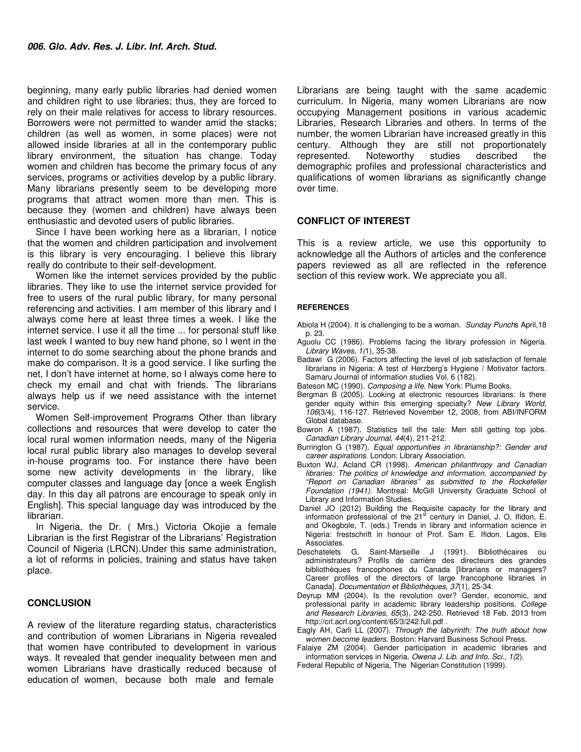beginning, many early public libraries had denied women and children right to use libraries; thus, they are forced to rely on their male relatives for access to library resources. Borrowers were not permitted to wander amid the stacks; children (as well as women, in some places) were not allowed inside libraries at all in the contemporary public library environment, the situation has change. Today women and children has become the primary focus of any services, programs or activities develop by a public library. Many librarians presently seem to be developing more programs that attract women more than men. This is because they (women and children) have always been enthusiastic and devoted users of public libraries.

Since I have been working here as a librarian, I notice that the women and children participation and involvement is this library is very encouraging. I believe this library really do contribute to their self-development.

Women like the internet services provided by the public libraries. They like to use the internet service provided for free to users of the rural public library, for many personal referencing and activities. I am member of this library and I always come here at least three times a week. I like the internet service. I use it all the time ... for personal stuff like last week I wanted to buy new hand phone, so I went in the internet to do some searching about the phone brands and make do comparison. It is a good service. I like surfing the net, I don't have internet at home, so I always come here to check my email and chat with friends. The librarians always help us if we need assistance with the internet service.

Women Self-improvement Programs Other than library collections and resources that were develop to cater the local rural women information needs, many of the Nigeria local rural public library also manages to develop several in-house programs too. For instance there have been some new activity developments in the library, like computer classes and language day [once a week English day. In this day all patrons are encourage to speak only in English]. This special language day was introduced by the librarian.

In Nigeria, the Dr. ( Mrs.) Victoria Okojie a female Librarian is the first Registrar of the Librarians' Registration Council of Nigeria (LRCN).Under this same administration, a lot of reforms in policies, training and status have taken place.

## CONCLUSION

A review of the literature regarding status, characteristics and contribution of women Librarians in Nigeria revealed that women have contributed to development in various ways. It revealed that gender inequality between men and women Librarians have drastically reduced because of education of women, because both male and female Librarians are being taught with the same academic curriculum. In Nigeria, many women Librarians are now occupying Management positions in various academic Libraries, Research Libraries and others. In terms of the number, the women Librarian have increased greatly in this century. Although they are still not proportionately represented. Noteworthy studies described the demographic profiles and professional characteristics and qualifications of women librarians as significantly change over time.

## CONFLICT OF INTEREST

This is a review article, we use this opportunity to acknowledge all the Authors of articles and the conference papers reviewed as all are reflected in the reference section of this review work. We appreciate you all.

### REFERENCES

Abiola H (2004). It is challenging to be a woman. *Sunday Punch*s April,18 p. 23.

Aguolu CC (1986). Problems facing the library profession in Nigeria. *Library Waves, 1(*1), 35-38.

Badawi G (2006). Factors affecting the level of job satisfaction of female librarians in Nigeria: A test of Herzberg's Hygiene / Motivator factors. Samaru Journal of information studies Vol. 6 (182).

Bateson MC (1990). *Composing a life.* New York: Plume Books.

Bergman B (2005). Looking at electronic resources librarians: Is there gender equity within this emerging specialty? *New Library World, 106*(3/4), 116-127. Retrieved November 12, 2008, from ABI/INFORM Global database.

Bowron A (1987). Statistics tell the tale: Men still getting top jobs. *Canadian Library Journal*, *44*(4), 211-212.

Burrington G (1987). *Equal opportunities in librarianship?: Gender and career aspirations*. London: Library Association.

Buxton WJ, Acland CR (1998). *American philanthropy and Canadian libraries: The politics of knowledge and information, accompanied by "Report on Canadian libraries" as submitted to the Rockefeller Foundation (1941).* Montreal: McGill University Graduate School of Library and Information Studies.

Daniel JO (2012) Building the Requisite capacity for the library and information professional of the 21st century in Daniel, J. O, Ifidon, E. and Okegbole, T. (eds.) Trends in library and information science in Nigeria: frestschrift in honour of Prof. Sam E. Ifidon. Lagos, Elis Associates.

Deschatelets G, Saint-Marseille J (1991). Bibliothécaires ou administrateurs? Profils de carrière des directeurs des grandes bibliothèques francophones du Canada [librarians or managers? Career profiles of the directors of large francophone libraries in Canada]. *Documentation et Bibliothèques, 37*(1), 25-34.

Deyrup MM (2004). Is the revolution over? Gender, economic, and professional parity in academic library leadership positions. *College and Research Libraries, 65*(3), 242-250. Retrieved 18 Feb. 2013 from http://crl.acrl.org/content/65/3/242.full.pdf .

Eagly AH, Carli LL (2007). *Through the labyrinth: The truth about how women become leaders*. Boston: Harvard Business School Press.

Falaiye ZM (2004). Gender participation in academic libraries and information services in Nigeria. *Owena J. Lib. and Info. Sci., 1(*2).

Federal Republic of Nigeria, The Nigerian Constitution (1999).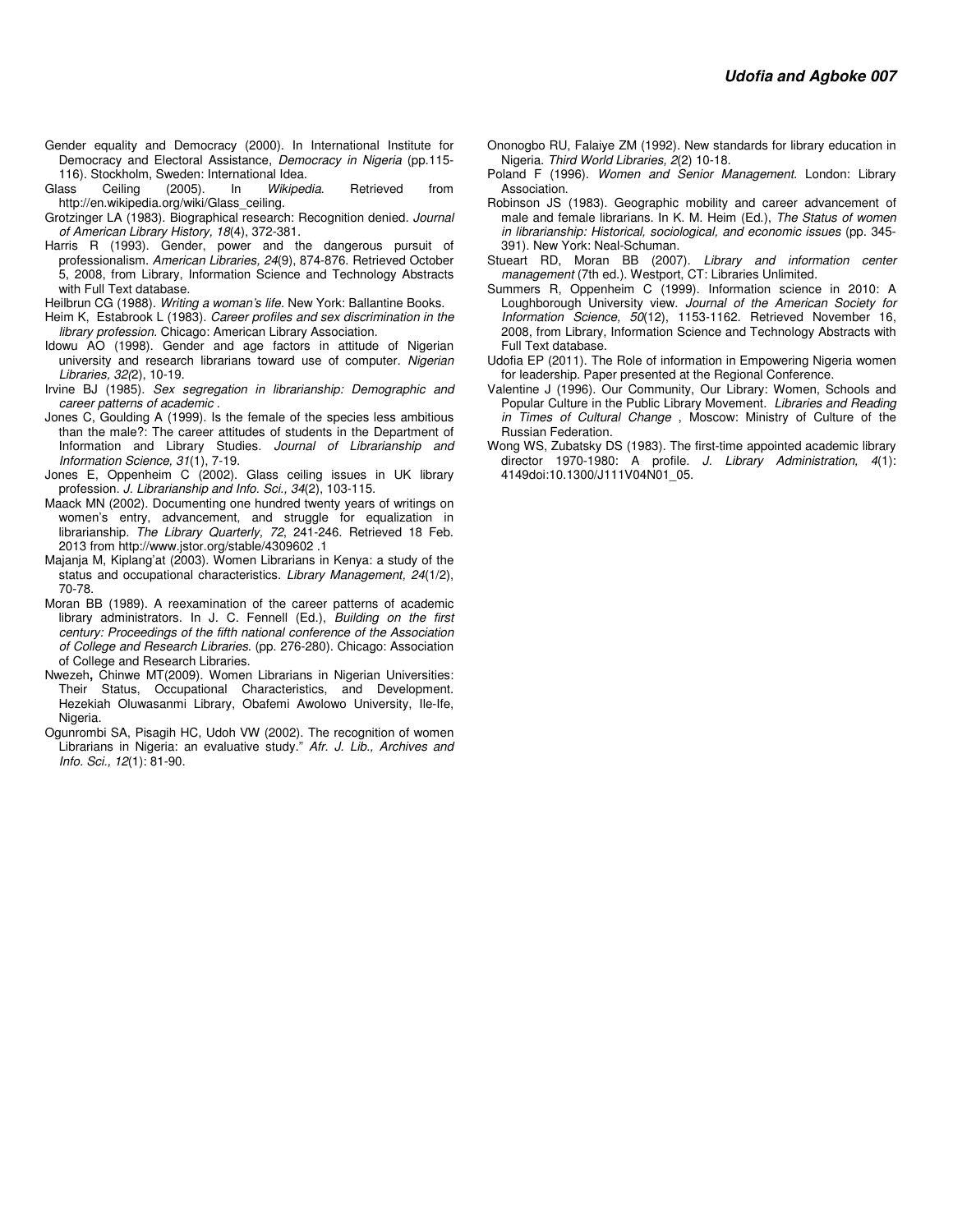Gender equality and Democracy (2000). In International Institute for Democracy and Electoral Assistance, *Democracy in Nigeria* (pp.115-116). Stockholm, Sweden: International Idea.

Glass Ceiling (2005). In *Wikipedia*. Retrieved from http://en.wikipedia.org/wiki/Glass_ceiling.

Grotzinger LA (1983). Biographical research: Recognition denied. *Journal of American Library History, 18*(4), 372-381.

Harris R (1993). Gender, power and the dangerous pursuit of professionalism. *American Libraries, 24*(9), 874-876. Retrieved October 5, 2008, from Library, Information Science and Technology Abstracts with Full Text database.

Heilbrun CG (1988). *Writing a woman's life.* New York: Ballantine Books.

Heim K, Estabrook L (1983). *Career profiles and sex discrimination in the library profession.* Chicago: American Library Association.

Idowu AO (1998). Gender and age factors in attitude of Nigerian university and research librarians toward use of computer. *Nigerian Libraries, 32(*2), 10-19.

Irvine BJ (1985). *Sex segregation in librarianship: Demographic and career patterns of academic* .

Jones C, Goulding A (1999). Is the female of the species less ambitious than the male?: The career attitudes of students in the Department of Information and Library Studies. *Journal of Librarianship and Information Science, 31*(1), 7-19.

Jones E, Oppenheim C (2002). Glass ceiling issues in UK library profession. *J. Librarianship and Info. Sci., 34*(2), 103-115.

Maack MN (2002). Documenting one hundred twenty years of writings on women's entry, advancement, and struggle for equalization in librarianship. *The Library Quarterly, 72*, 241-246. Retrieved 18 Feb. 2013 from http://www.jstor.org/stable/4309602 .1

Majanja M, Kiplang'at (2003). Women Librarians in Kenya: a study of the status and occupational characteristics. *Library Management, 24*(1/2), 70-78.

Moran BB (1989). A reexamination of the career patterns of academic library administrators. In J. C. Fennell (Ed.), *Building on the first century: Proceedings of the fifth national conference of the Association of College and Research Libraries*. (pp. 276-280). Chicago: Association of College and Research Libraries.

Nwezeh**,** Chinwe MT(2009). Women Librarians in Nigerian Universities: Their Status, Occupational Characteristics, and Development. Hezekiah Oluwasanmi Library, Obafemi Awolowo University, Ile-Ife, Nigeria.

Ogunrombi SA, Pisagih HC, Udoh VW (2002). The recognition of women Librarians in Nigeria: an evaluative study." *Afr. J. Lib., Archives and Info. Sci., 12*(1): 81-90.

Ononogbo RU, Falaiye ZM (1992). New standards for library education in Nigeria. *Third World Libraries, 2*(2) 10-18.

Poland F (1996). *Women and Senior Management*. London: Library Association.

Robinson JS (1983). Geographic mobility and career advancement of male and female librarians. In K. M. Heim (Ed.), *The Status of women in librarianship: Historical, sociological, and economic issues* (pp. 345-391). New York: Neal-Schuman.

Stueart RD, Moran BB (2007). *Library and information center management* (7th ed.). Westport, CT: Libraries Unlimited.

Summers R, Oppenheim C (1999). Information science in 2010: A Loughborough University view. *Journal of the American Society for Information Science, 50*(12), 1153-1162. Retrieved November 16, 2008, from Library, Information Science and Technology Abstracts with Full Text database.

Udofia EP (2011). The Role of information in Empowering Nigeria women for leadership. Paper presented at the Regional Conference.

Valentine J (1996). Our Community, Our Library: Women, Schools and Popular Culture in the Public Library Movement. *Libraries and Reading in Times of Cultural Change* , Moscow: Ministry of Culture of the Russian Federation.

Wong WS, Zubatsky DS (1983). The first-time appointed academic library director 1970-1980: A profile. *J. Library Administration, 4*(1): 4149doi:10.1300/J111V04N01_05.